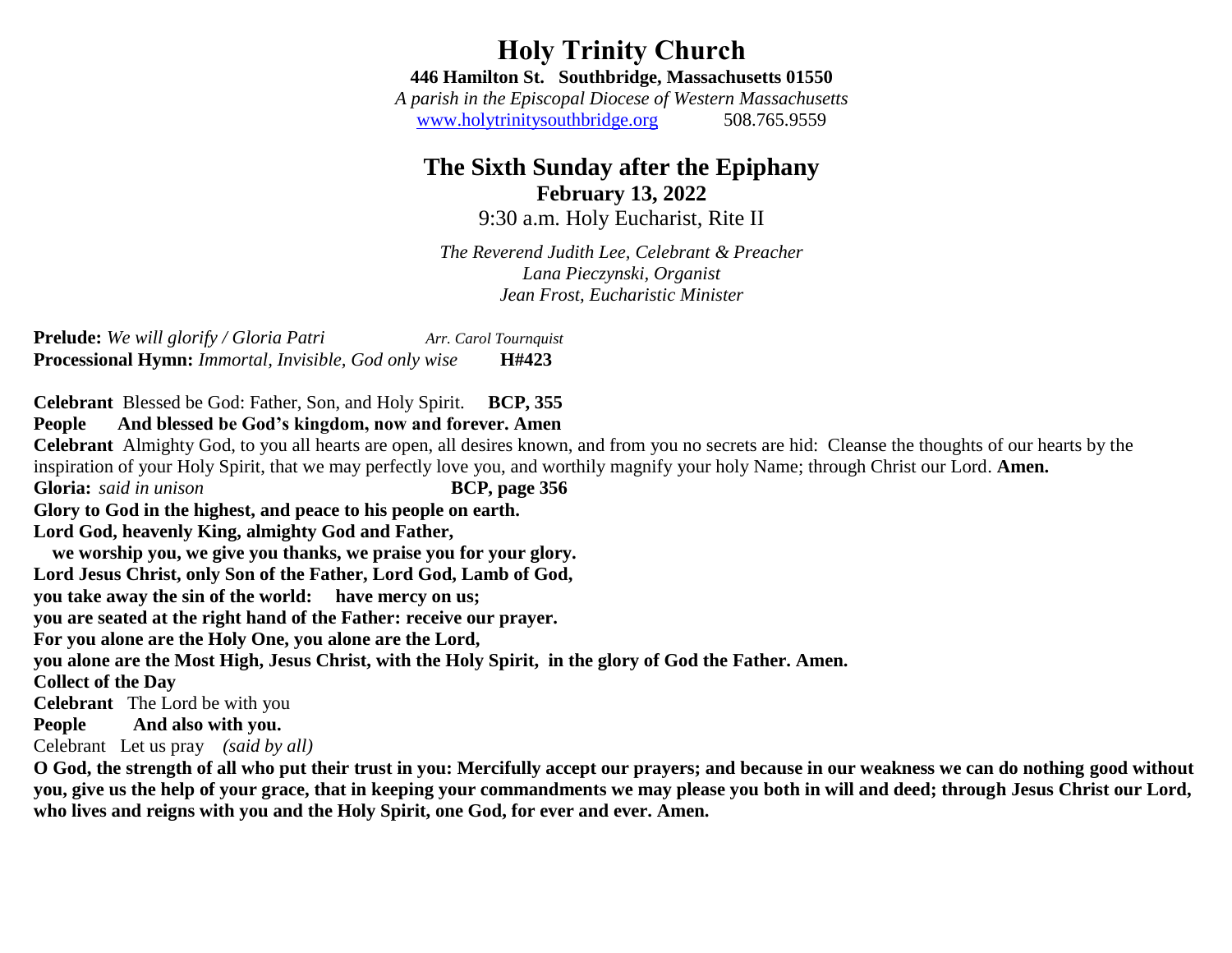# Holy Trinity Church

**446 Hamilton St. Southbridge, Massachusetts 01550**

*A parish in the Episcopal Diocese of Western Massachusetts*

www.holytrinitysouthbridge.org 508.765.9559

## The Sixth Sunday after the Epiphany

**February 13, 2022**

9:30 a.m. Holy Eucharist, Rite II

*The Reverend Judith Lee, Celebrant & Preacher*
*Lana Pieczynski, Organist*
*Jean Frost, Eucharistic Minister*

**Prelude:** *We will glorify / Gloria Patri* *Arr. Carol Tournquist*
**Processional Hymn:** *Immortal, Invisible, God only wise* **H#423**

**Celebrant** Blessed be God: Father, Son, and Holy Spirit. **BCP, 355**
**People And blessed be God's kingdom, now and forever. Amen**
**Celebrant** Almighty God, to you all hearts are open, all desires known, and from you no secrets are hid: Cleanse the thoughts of our hearts by the inspiration of your Holy Spirit, that we may perfectly love you, and worthily magnify your holy Name; through Christ our Lord. **Amen.**
**Gloria:** *said in unison* **BCP, page 356**
**Glory to God in the highest, and peace to his people on earth.**
**Lord God, heavenly King, almighty God and Father,**
**we worship you, we give you thanks, we praise you for your glory.**
**Lord Jesus Christ, only Son of the Father, Lord God, Lamb of God,**
**you take away the sin of the world: have mercy on us;**
**you are seated at the right hand of the Father: receive our prayer.**
**For you alone are the Holy One, you alone are the Lord,**
**you alone are the Most High, Jesus Christ, with the Holy Spirit, in the glory of God the Father. Amen.**
**Collect of the Day**
**Celebrant** The Lord be with you
**People And also with you.**
Celebrant Let us pray *(said by all)*
**O God, the strength of all who put their trust in you: Mercifully accept our prayers; and because in our weakness we can do nothing good without you, give us the help of your grace, that in keeping your commandments we may please you both in will and deed; through Jesus Christ our Lord, who lives and reigns with you and the Holy Spirit, one God, for ever and ever. Amen.**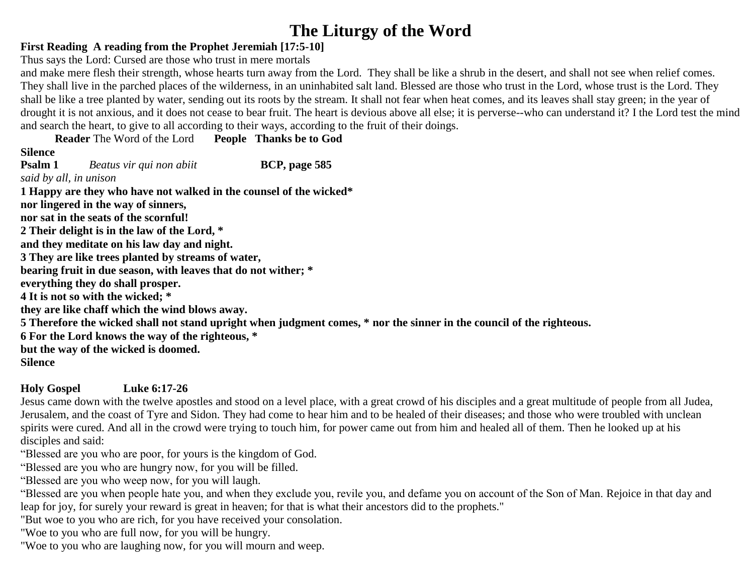# The Liturgy of the Word

**First Reading A reading from the Prophet Jeremiah [17:5-10]**

Thus says the Lord: Cursed are those who trust in mere mortals
and make mere flesh their strength, whose hearts turn away from the Lord. They shall be like a shrub in the desert, and shall not see when relief comes. They shall live in the parched places of the wilderness, in an uninhabited salt land. Blessed are those who trust in the Lord, whose trust is the Lord. They shall be like a tree planted by water, sending out its roots by the stream. It shall not fear when heat comes, and its leaves shall stay green; in the year of drought it is not anxious, and it does not cease to bear fruit. The heart is devious above all else; it is perverse--who can understand it? I the Lord test the mind and search the heart, to give to all according to their ways, according to the fruit of their doings.

**Reader** The Word of the Lord **People Thanks be to God**

**Silence**

**Psalm 1** *Beatus vir qui non abiit* **BCP, page 585**

*said by all, in unison*

**1 Happy are they who have not walked in the counsel of the wicked***
**nor lingered in the way of sinners,**
**nor sat in the seats of the scornful!**
**2 Their delight is in the law of the Lord, ***
**and they meditate on his law day and night.**
**3 They are like trees planted by streams of water,**
**bearing fruit in due season, with leaves that do not wither; ***
**everything they do shall prosper.**
**4 It is not so with the wicked; ***
**they are like chaff which the wind blows away.**
**5 Therefore the wicked shall not stand upright when judgment comes, * nor the sinner in the council of the righteous.**
**6 For the Lord knows the way of the righteous, ***
**but the way of the wicked is doomed.**

**Silence**

**Holy Gospel Luke 6:17-26**

Jesus came down with the twelve apostles and stood on a level place, with a great crowd of his disciples and a great multitude of people from all Judea, Jerusalem, and the coast of Tyre and Sidon. They had come to hear him and to be healed of their diseases; and those who were troubled with unclean spirits were cured. And all in the crowd were trying to touch him, for power came out from him and healed all of them. Then he looked up at his disciples and said:

"Blessed are you who are poor, for yours is the kingdom of God.
"Blessed are you who are hungry now, for you will be filled.
"Blessed are you who weep now, for you will laugh.
"Blessed are you when people hate you, and when they exclude you, revile you, and defame you on account of the Son of Man. Rejoice in that day and leap for joy, for surely your reward is great in heaven; for that is what their ancestors did to the prophets."
"But woe to you who are rich, for you have received your consolation.
"Woe to you who are full now, for you will be hungry.
"Woe to you who are laughing now, for you will mourn and weep.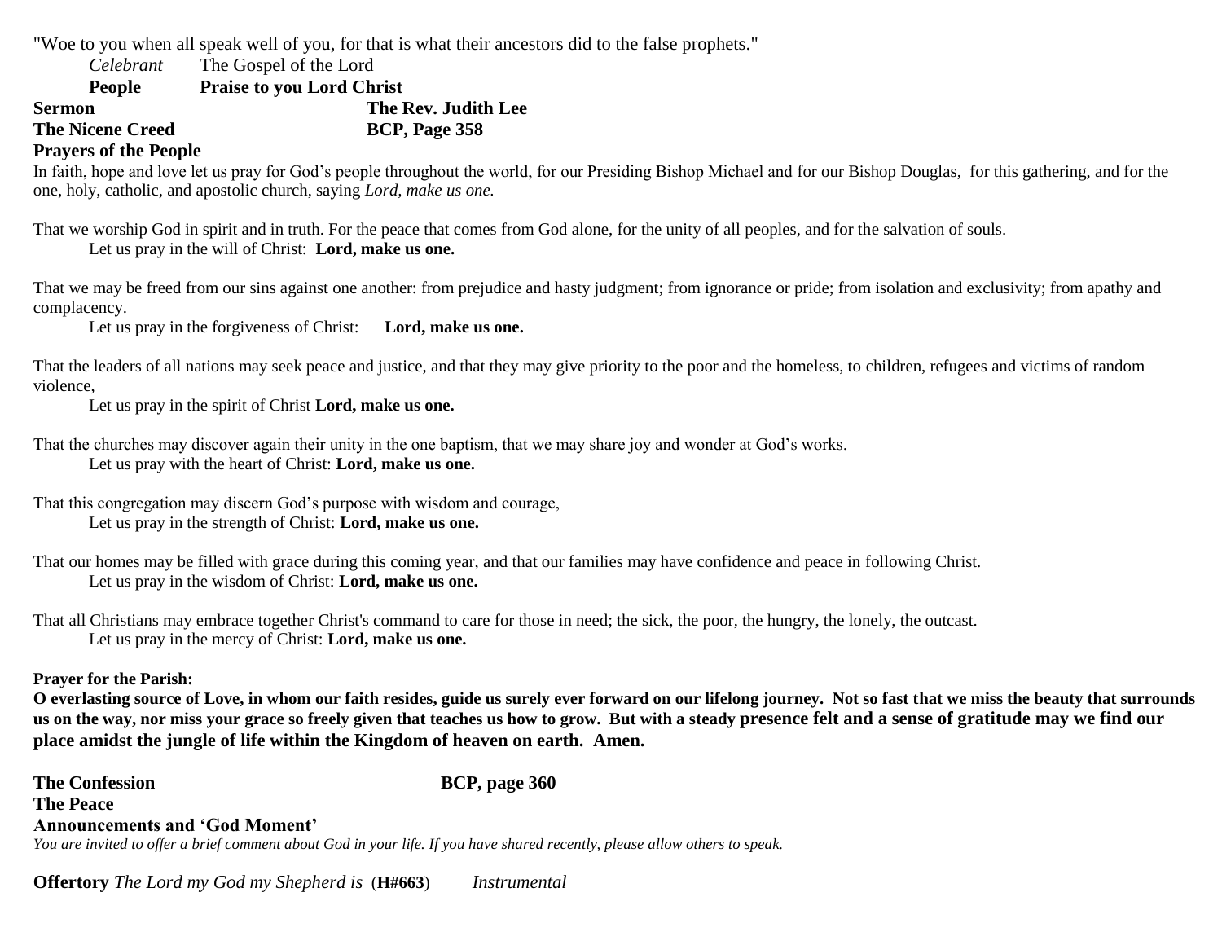"Woe to you when all speak well of you, for that is what their ancestors did to the false prophets."

*Celebrant* The Gospel of the Lord

**People** **Praise to you Lord Christ**

**Sermon** **The Rev. Judith Lee**

**The Nicene Creed** **BCP, Page 358**

**Prayers of the People**

In faith, hope and love let us pray for God's people throughout the world, for our Presiding Bishop Michael and for our Bishop Douglas, for this gathering, and for the one, holy, catholic, and apostolic church, saying *Lord, make us one.*

That we worship God in spirit and in truth. For the peace that comes from God alone, for the unity of all peoples, and for the salvation of souls.

Let us pray in the will of Christ: **Lord, make us one.**

That we may be freed from our sins against one another: from prejudice and hasty judgment; from ignorance or pride; from isolation and exclusivity; from apathy and complacency.

Let us pray in the forgiveness of Christ: **Lord, make us one.**

That the leaders of all nations may seek peace and justice, and that they may give priority to the poor and the homeless, to children, refugees and victims of random violence,

Let us pray in the spirit of Christ **Lord, make us one.**

That the churches may discover again their unity in the one baptism, that we may share joy and wonder at God's works.

Let us pray with the heart of Christ: **Lord, make us one.**

That this congregation may discern God's purpose with wisdom and courage,

Let us pray in the strength of Christ: **Lord, make us one.**

That our homes may be filled with grace during this coming year, and that our families may have confidence and peace in following Christ.

Let us pray in the wisdom of Christ: **Lord, make us one.**

That all Christians may embrace together Christ's command to care for those in need; the sick, the poor, the hungry, the lonely, the outcast.

Let us pray in the mercy of Christ: **Lord, make us one.**

**Prayer for the Parish:**

**O everlasting source of Love, in whom our faith resides, guide us surely ever forward on our lifelong journey. Not so fast that we miss the beauty that surrounds us on the way, nor miss your grace so freely given that teaches us how to grow. But with a steady presence felt and a sense of gratitude may we find our place amidst the jungle of life within the Kingdom of heaven on earth. Amen.**

**The Confession** **BCP, page 360**

**The Peace**

**Announcements and 'God Moment'**

*You are invited to offer a brief comment about God in your life. If you have shared recently, please allow others to speak.*

**Offertory** *The Lord my God my Shepherd is* (**H#663**) *Instrumental*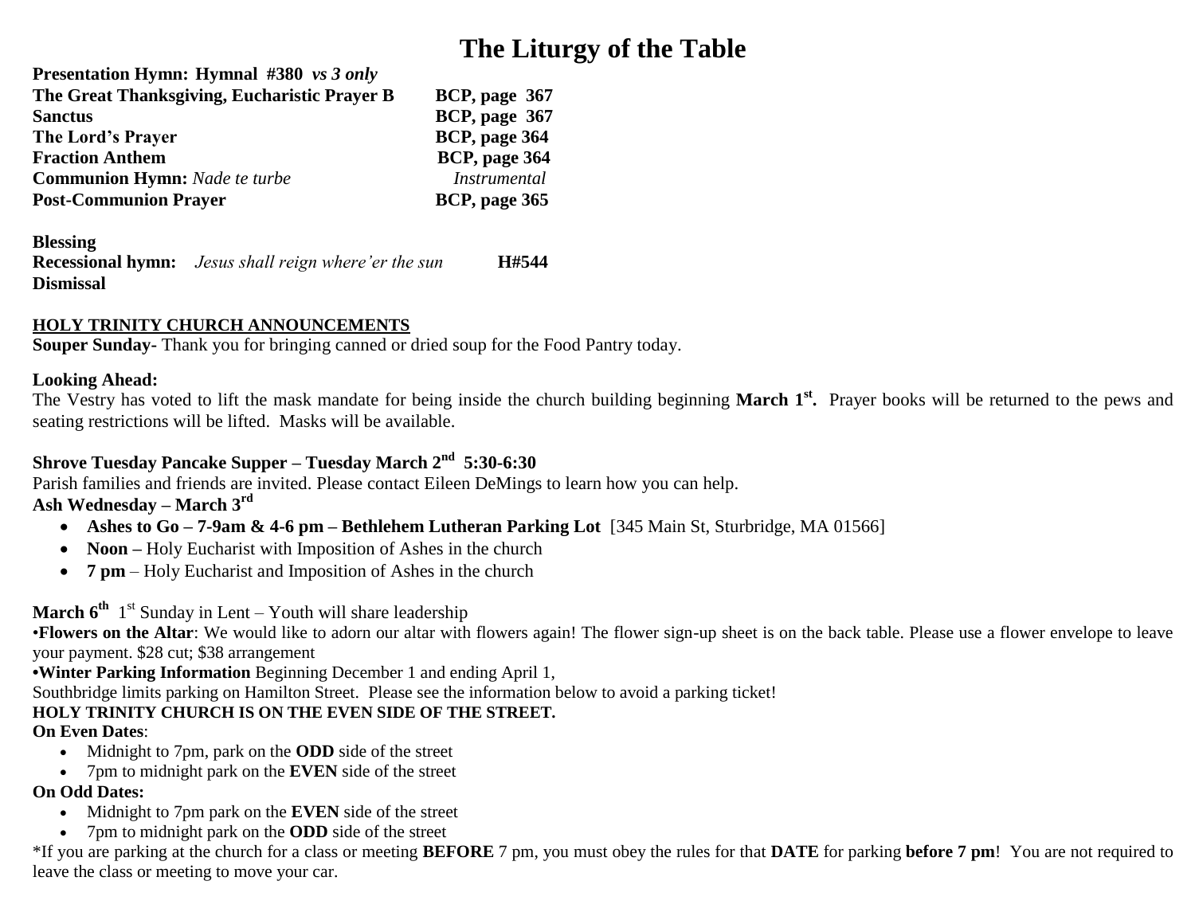# The Liturgy of the Table

| | |
|---|---|
| **Presentation Hymn: Hymnal #380** ***vs 3 only*** | |
| **The Great Thanksgiving, Eucharistic Prayer B** | **BCP, page 367** |
| **Sanctus** | **BCP, page 367** |
| **The Lord's Prayer** | **BCP, page 364** |
| **Fraction Anthem** | **BCP, page 364** |
| **Communion Hymn:** *Nade te turbe* | *Instrumental* |
| **Post-Communion Prayer** | **BCP, page 365** |

**Blessing**
**Recessional hymn:** *Jesus shall reign where'er the sun* **H#544**
**Dismissal**

**HOLY TRINITY CHURCH ANNOUNCEMENTS**

**Souper Sunday-** Thank you for bringing canned or dried soup for the Food Pantry today.

**Looking Ahead:**
The Vestry has voted to lift the mask mandate for being inside the church building beginning **March 1st.** Prayer books will be returned to the pews and seating restrictions will be lifted. Masks will be available.

**Shrove Tuesday Pancake Supper – Tuesday March 2nd 5:30-6:30**
Parish families and friends are invited. Please contact Eileen DeMings to learn how you can help.

**Ash Wednesday – March 3rd**

- **Ashes to Go – 7-9am & 4-6 pm – Bethlehem Lutheran Parking Lot** [345 Main St, Sturbridge, MA 01566]
- **Noon –** Holy Eucharist with Imposition of Ashes in the church
- **7 pm** – Holy Eucharist and Imposition of Ashes in the church

**March 6th** 1st Sunday in Lent – Youth will share leadership

•**Flowers on the Altar**: We would like to adorn our altar with flowers again! The flower sign-up sheet is on the back table. Please use a flower envelope to leave your payment. $28 cut; $38 arrangement

•**Winter Parking Information** Beginning December 1 and ending April 1,
Southbridge limits parking on Hamilton Street. Please see the information below to avoid a parking ticket!

**HOLY TRINITY CHURCH IS ON THE EVEN SIDE OF THE STREET.**

**On Even Dates**:

- Midnight to 7pm, park on the **ODD** side of the street
- 7pm to midnight park on the **EVEN** side of the street

**On Odd Dates:**

- Midnight to 7pm park on the **EVEN** side of the street
- 7pm to midnight park on the **ODD** side of the street

*If you are parking at the church for a class or meeting **BEFORE** 7 pm, you must obey the rules for that **DATE** for parking **before 7 pm**! You are not required to leave the class or meeting to move your car.